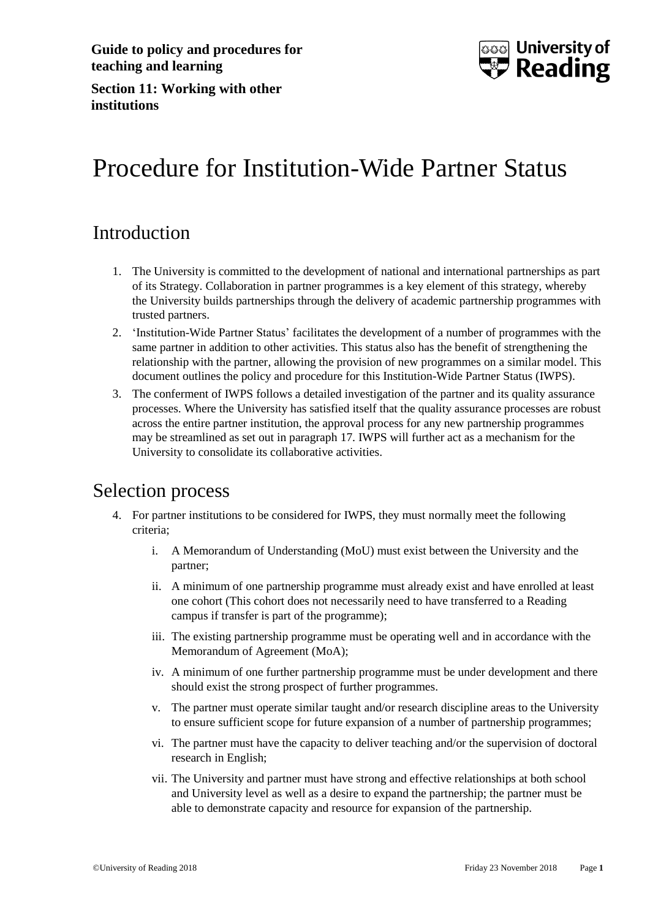**Guide to policy and procedures for teaching and learning**

**Section 11: Working with other institutions**

# Procedure for Institution-Wide Partner Status

## Introduction

1. The University is committed to the development of national and international partnerships as part of its Strategy. Collaboration in partner programmes is a key element of this strategy, whereby the University builds partnerships through the delivery of academic partnership programmes with trusted partners.
2. 'Institution-Wide Partner Status' facilitates the development of a number of programmes with the same partner in addition to other activities. This status also has the benefit of strengthening the relationship with the partner, allowing the provision of new programmes on a similar model. This document outlines the policy and procedure for this Institution-Wide Partner Status (IWPS).
3. The conferment of IWPS follows a detailed investigation of the partner and its quality assurance processes. Where the University has satisfied itself that the quality assurance processes are robust across the entire partner institution, the approval process for any new partnership programmes may be streamlined as set out in paragraph 17. IWPS will further act as a mechanism for the University to consolidate its collaborative activities.

## Selection process

4. For partner institutions to be considered for IWPS, they must normally meet the following criteria;

    i. A Memorandum of Understanding (MoU) must exist between the University and the partner;

    ii. A minimum of one partnership programme must already exist and have enrolled at least one cohort (This cohort does not necessarily need to have transferred to a Reading campus if transfer is part of the programme);

    iii. The existing partnership programme must be operating well and in accordance with the Memorandum of Agreement (MoA);

    iv. A minimum of one further partnership programme must be under development and there should exist the strong prospect of further programmes.

    v. The partner must operate similar taught and/or research discipline areas to the University to ensure sufficient scope for future expansion of a number of partnership programmes;

    vi. The partner must have the capacity to deliver teaching and/or the supervision of doctoral research in English;

    vii. The University and partner must have strong and effective relationships at both school and University level as well as a desire to expand the partnership; the partner must be able to demonstrate capacity and resource for expansion of the partnership.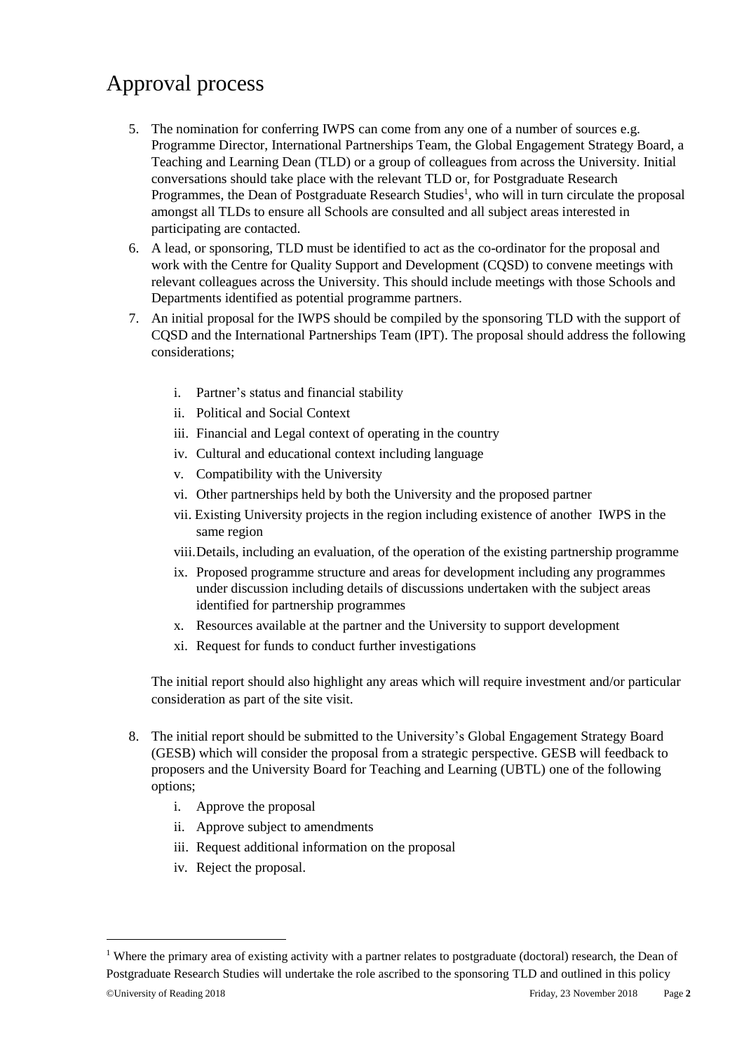# Approval process

5. The nomination for conferring IWPS can come from any one of a number of sources e.g. Programme Director, International Partnerships Team, the Global Engagement Strategy Board, a Teaching and Learning Dean (TLD) or a group of colleagues from across the University. Initial conversations should take place with the relevant TLD or, for Postgraduate Research Programmes, the Dean of Postgraduate Research Studies[1], who will in turn circulate the proposal amongst all TLDs to ensure all Schools are consulted and all subject areas interested in participating are contacted.
6. A lead, or sponsoring, TLD must be identified to act as the co-ordinator for the proposal and work with the Centre for Quality Support and Development (CQSD) to convene meetings with relevant colleagues across the University. This should include meetings with those Schools and Departments identified as potential programme partners.
7. An initial proposal for the IWPS should be compiled by the sponsoring TLD with the support of CQSD and the International Partnerships Team (IPT). The proposal should address the following considerations;

    i. Partner's status and financial stability
    ii. Political and Social Context
    iii. Financial and Legal context of operating in the country
    iv. Cultural and educational context including language
    v. Compatibility with the University
    vi. Other partnerships held by both the University and the proposed partner
    vii. Existing University projects in the region including existence of another IWPS in the same region
    viii. Details, including an evaluation, of the operation of the existing partnership programme
    ix. Proposed programme structure and areas for development including any programmes under discussion including details of discussions undertaken with the subject areas identified for partnership programmes
    x. Resources available at the partner and the University to support development
    xi. Request for funds to conduct further investigations

    The initial report should also highlight any areas which will require investment and/or particular consideration as part of the site visit.

8. The initial report should be submitted to the University's Global Engagement Strategy Board (GESB) which will consider the proposal from a strategic perspective. GESB will feedback to proposers and the University Board for Teaching and Learning (UBTL) one of the following options;
    i. Approve the proposal
    ii. Approve subject to amendments
    iii. Request additional information on the proposal
    iv. Reject the proposal.

[1] Where the primary area of existing activity with a partner relates to postgraduate (doctoral) research, the Dean of Postgraduate Research Studies will undertake the role ascribed to the sponsoring TLD and outlined in this policy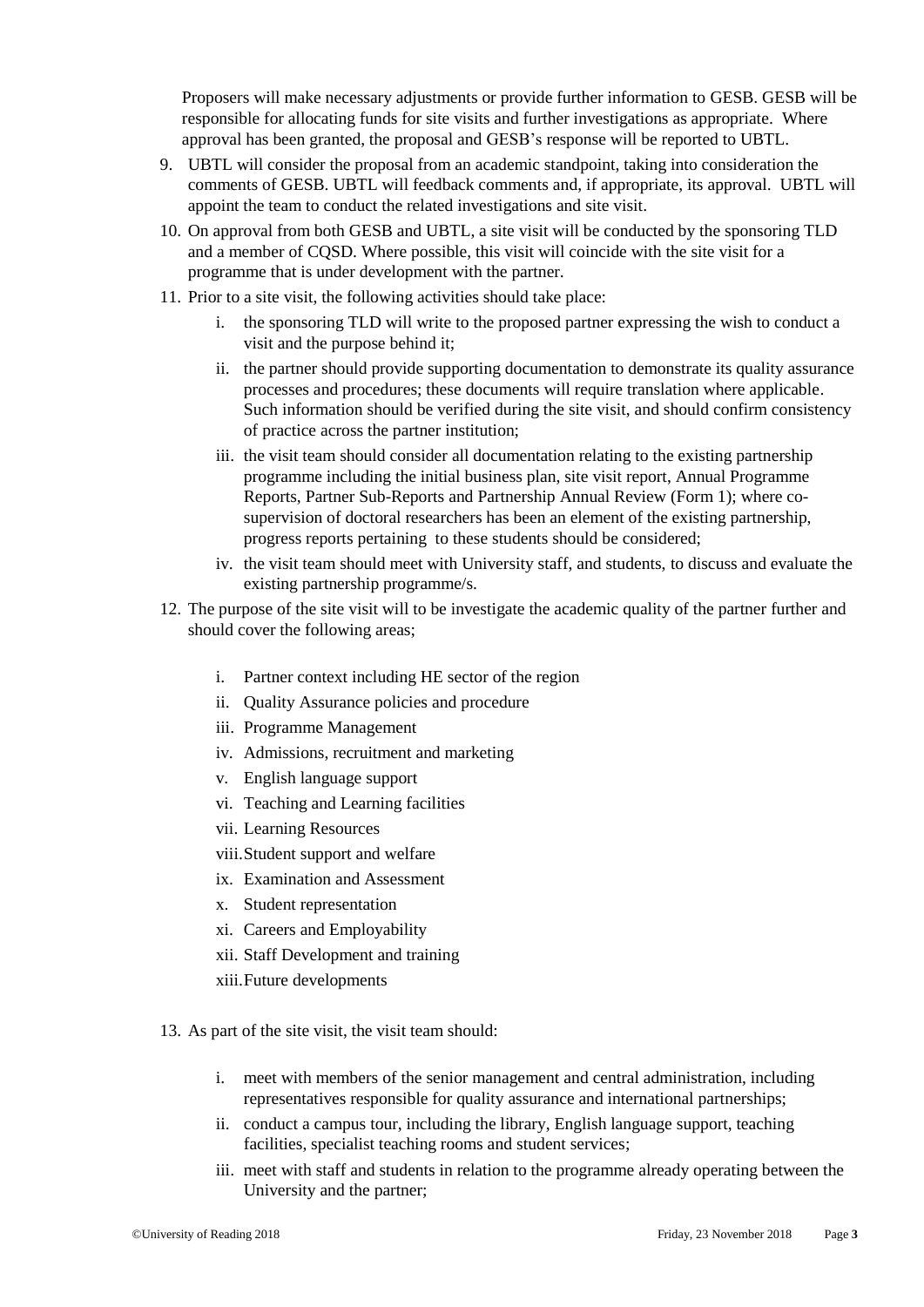Proposers will make necessary adjustments or provide further information to GESB. GESB will be responsible for allocating funds for site visits and further investigations as appropriate. Where approval has been granted, the proposal and GESB's response will be reported to UBTL.

9. UBTL will consider the proposal from an academic standpoint, taking into consideration the comments of GESB. UBTL will feedback comments and, if appropriate, its approval. UBTL will appoint the team to conduct the related investigations and site visit.
10. On approval from both GESB and UBTL, a site visit will be conducted by the sponsoring TLD and a member of CQSD. Where possible, this visit will coincide with the site visit for a programme that is under development with the partner.
11. Prior to a site visit, the following activities should take place:
    i. the sponsoring TLD will write to the proposed partner expressing the wish to conduct a visit and the purpose behind it;
    ii. the partner should provide supporting documentation to demonstrate its quality assurance processes and procedures; these documents will require translation where applicable. Such information should be verified during the site visit, and should confirm consistency of practice across the partner institution;
    iii. the visit team should consider all documentation relating to the existing partnership programme including the initial business plan, site visit report, Annual Programme Reports, Partner Sub-Reports and Partnership Annual Review (Form 1); where co-supervision of doctoral researchers has been an element of the existing partnership, progress reports pertaining to these students should be considered;
    iv. the visit team should meet with University staff, and students, to discuss and evaluate the existing partnership programme/s.
12. The purpose of the site visit will to be investigate the academic quality of the partner further and should cover the following areas;
    i. Partner context including HE sector of the region
    ii. Quality Assurance policies and procedure
    iii. Programme Management
    iv. Admissions, recruitment and marketing
    v. English language support
    vi. Teaching and Learning facilities
    vii. Learning Resources
    viii. Student support and welfare
    ix. Examination and Assessment
    x. Student representation
    xi. Careers and Employability
    xii. Staff Development and training
    xiii. Future developments
13. As part of the site visit, the visit team should:
    i. meet with members of the senior management and central administration, including representatives responsible for quality assurance and international partnerships;
    ii. conduct a campus tour, including the library, English language support, teaching facilities, specialist teaching rooms and student services;
    iii. meet with staff and students in relation to the programme already operating between the University and the partner;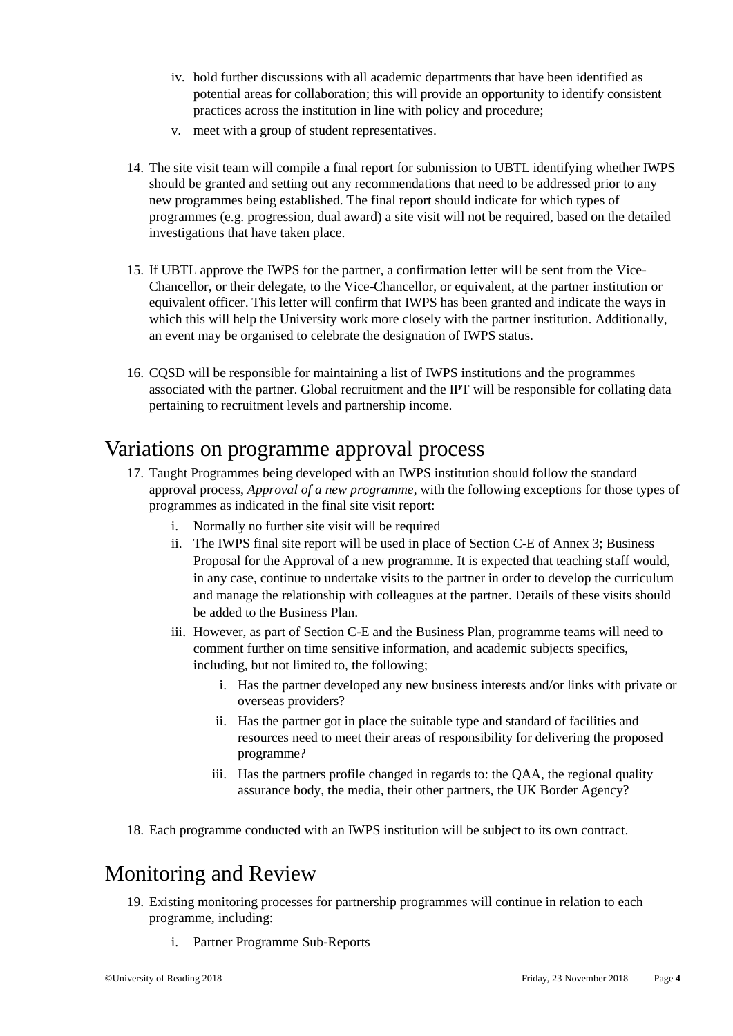iv. hold further discussions with all academic departments that have been identified as potential areas for collaboration; this will provide an opportunity to identify consistent practices across the institution in line with policy and procedure;
   v. meet with a group of student representatives.

14. The site visit team will compile a final report for submission to UBTL identifying whether IWPS should be granted and setting out any recommendations that need to be addressed prior to any new programmes being established. The final report should indicate for which types of programmes (e.g. progression, dual award) a site visit will not be required, based on the detailed investigations that have taken place.

15. If UBTL approve the IWPS for the partner, a confirmation letter will be sent from the Vice-Chancellor, or their delegate, to the Vice-Chancellor, or equivalent, at the partner institution or equivalent officer. This letter will confirm that IWPS has been granted and indicate the ways in which this will help the University work more closely with the partner institution. Additionally, an event may be organised to celebrate the designation of IWPS status.

16. CQSD will be responsible for maintaining a list of IWPS institutions and the programmes associated with the partner. Global recruitment and the IPT will be responsible for collating data pertaining to recruitment levels and partnership income.

# Variations on programme approval process

17. Taught Programmes being developed with an IWPS institution should follow the standard approval process, *Approval of a new programme*, with the following exceptions for those types of programmes as indicated in the final site visit report:
    i. Normally no further site visit will be required
    ii. The IWPS final site report will be used in place of Section C-E of Annex 3; Business Proposal for the Approval of a new programme. It is expected that teaching staff would, in any case, continue to undertake visits to the partner in order to develop the curriculum and manage the relationship with colleagues at the partner. Details of these visits should be added to the Business Plan.
    iii. However, as part of Section C-E and the Business Plan, programme teams will need to comment further on time sensitive information, and academic subjects specifics, including, but not limited to, the following;
        i. Has the partner developed any new business interests and/or links with private or overseas providers?
        ii. Has the partner got in place the suitable type and standard of facilities and resources need to meet their areas of responsibility for delivering the proposed programme?
        iii. Has the partners profile changed in regards to: the QAA, the regional quality assurance body, the media, their other partners, the UK Border Agency?

18. Each programme conducted with an IWPS institution will be subject to its own contract.

# Monitoring and Review

19. Existing monitoring processes for partnership programmes will continue in relation to each programme, including:
    i. Partner Programme Sub-Reports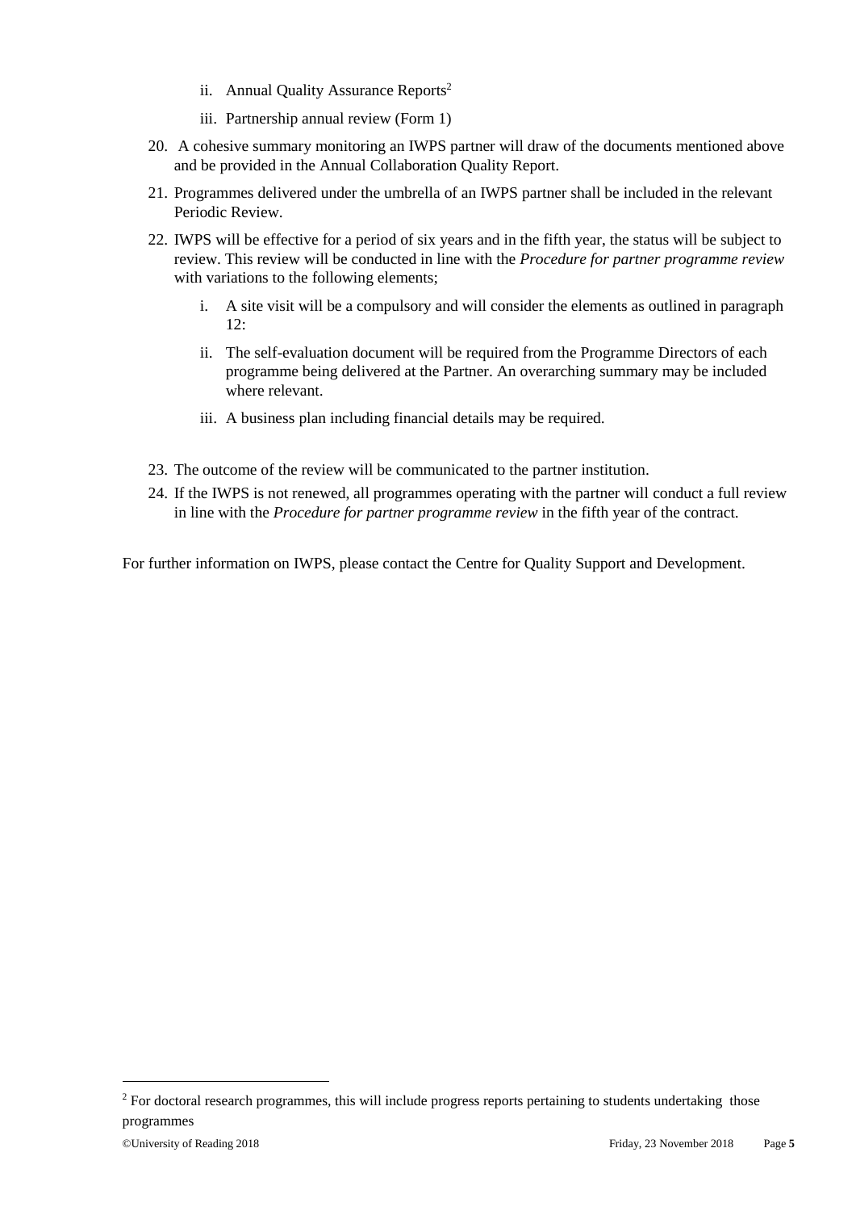ii. Annual Quality Assurance Reports[2]

   iii. Partnership annual review (Form 1)

20. A cohesive summary monitoring an IWPS partner will draw of the documents mentioned above and be provided in the Annual Collaboration Quality Report.

21. Programmes delivered under the umbrella of an IWPS partner shall be included in the relevant Periodic Review.

22. IWPS will be effective for a period of six years and in the fifth year, the status will be subject to review. This review will be conducted in line with the *Procedure for partner programme review* with variations to the following elements;

    i. A site visit will be a compulsory and will consider the elements as outlined in paragraph 12:

    ii. The self-evaluation document will be required from the Programme Directors of each programme being delivered at the Partner. An overarching summary may be included where relevant.

    iii. A business plan including financial details may be required.

23. The outcome of the review will be communicated to the partner institution.

24. If the IWPS is not renewed, all programmes operating with the partner will conduct a full review in line with the *Procedure for partner programme review* in the fifth year of the contract.

For further information on IWPS, please contact the Centre for Quality Support and Development.

[2] For doctoral research programmes, this will include progress reports pertaining to students undertaking those programmes